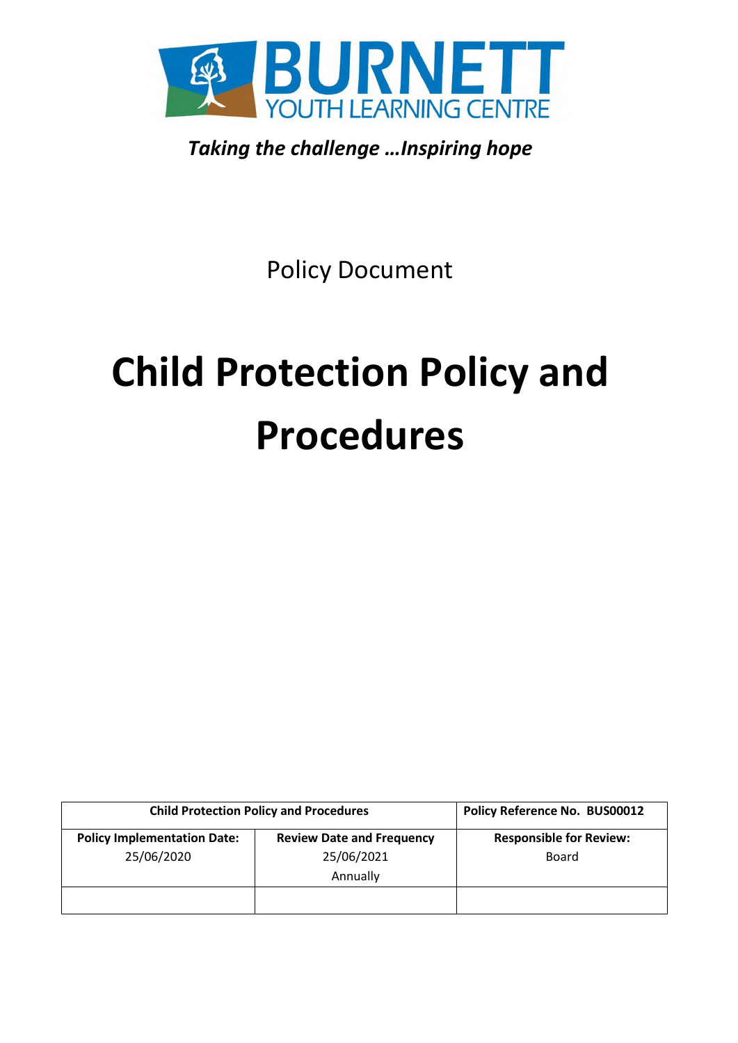BURNETT
YOUTH LEARNING CENTRE

*Taking the challenge …Inspiring hope*

Policy Document

# Child Protection Policy and Procedures

| **Child Protection Policy and Procedures** | | **Policy Reference No. BUS00012** |
|---|---|---|
| **Policy Implementation Date:** 25/06/2020 | **Review Date and Frequency** 25/06/2021 Annually | **Responsible for Review:** Board |
| | | |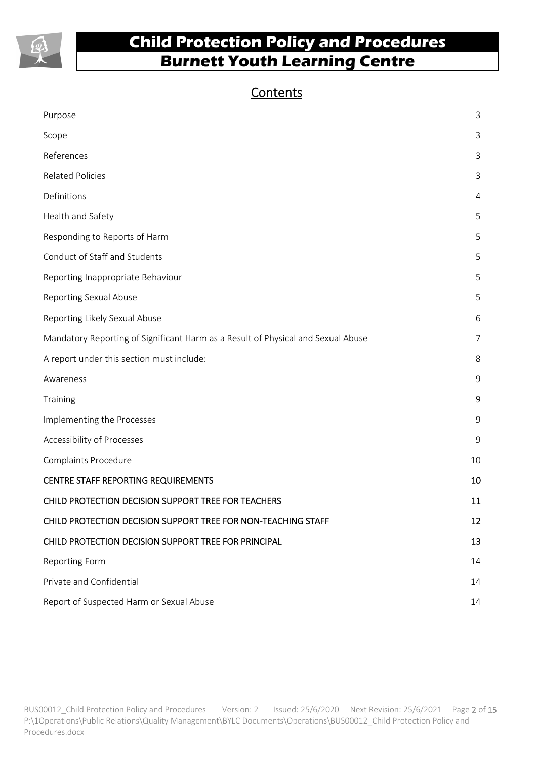# Child Protection Policy and Procedures
# Burnett Youth Learning Centre

## Contents

| | |
|---|---|
| Purpose | 3 |
| Scope | 3 |
| References | 3 |
| Related Policies | 3 |
| Definitions | 4 |
| Health and Safety | 5 |
| Responding to Reports of Harm | 5 |
| Conduct of Staff and Students | 5 |
| Reporting Inappropriate Behaviour | 5 |
| Reporting Sexual Abuse | 5 |
| Reporting Likely Sexual Abuse | 6 |
| Mandatory Reporting of Significant Harm as a Result of Physical and Sexual Abuse | 7 |
| A report under this section must include: | 8 |
| Awareness | 9 |
| Training | 9 |
| Implementing the Processes | 9 |
| Accessibility of Processes | 9 |
| Complaints Procedure | 10 |
| CENTRE STAFF REPORTING REQUIREMENTS | 10 |
| CHILD PROTECTION DECISION SUPPORT TREE FOR TEACHERS | 11 |
| CHILD PROTECTION DECISION SUPPORT TREE FOR NON-TEACHING STAFF | 12 |
| CHILD PROTECTION DECISION SUPPORT TREE FOR PRINCIPAL | 13 |
| Reporting Form | 14 |
| Private and Confidential | 14 |
| Report of Suspected Harm or Sexual Abuse | 14 |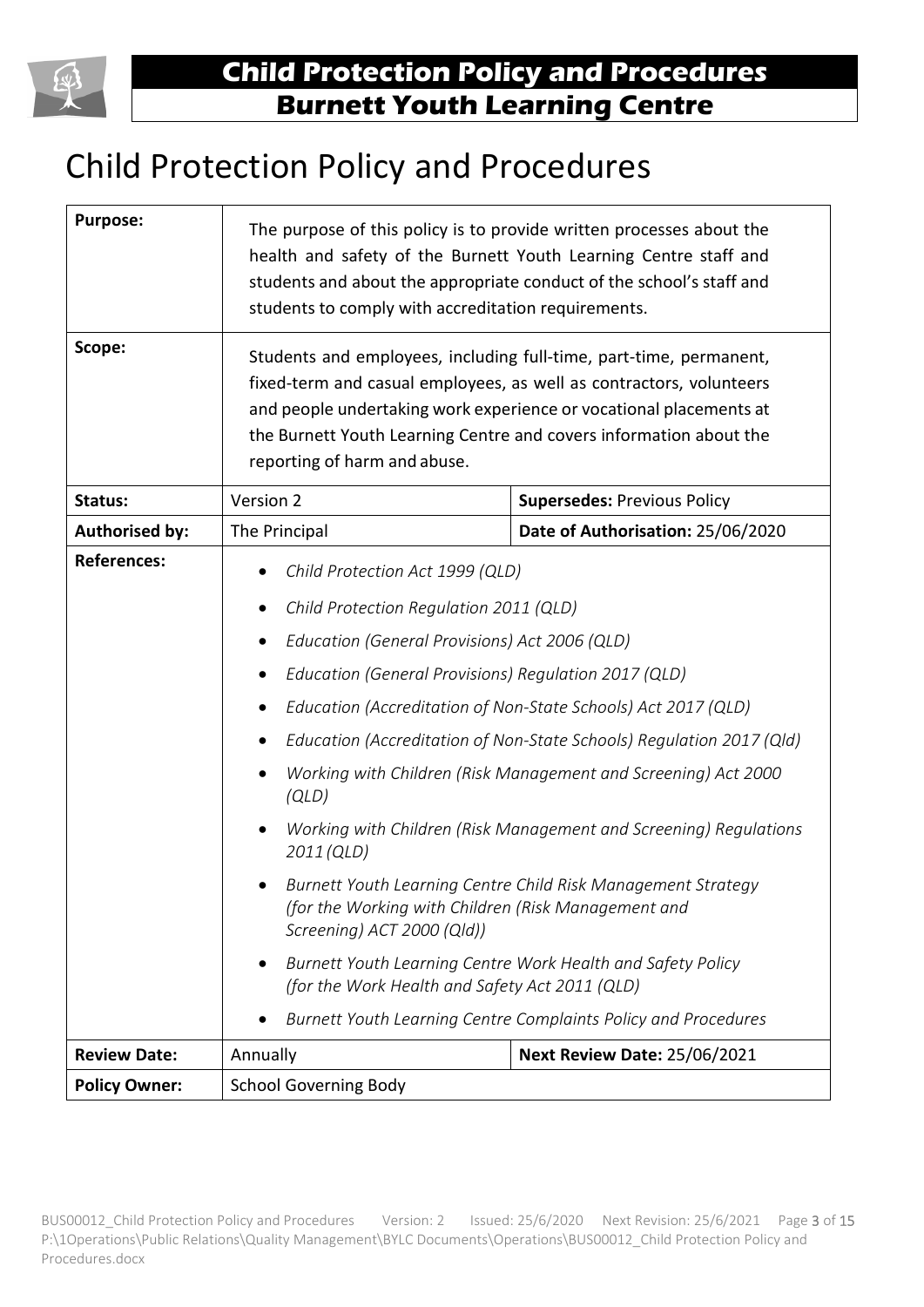# Child Protection Policy and Procedures

| | | |
|---|---|---|
| **Purpose:** | The purpose of this policy is to provide written processes about the health and safety of the Burnett Youth Learning Centre staff and students and about the appropriate conduct of the school's staff and students to comply with accreditation requirements. | |
| **Scope:** | Students and employees, including full-time, part-time, permanent, fixed-term and casual employees, as well as contractors, volunteers and people undertaking work experience or vocational placements at the Burnett Youth Learning Centre and covers information about the reporting of harm and abuse. | |
| **Status:** | Version 2 | **Supersedes:** Previous Policy |
| **Authorised by:** | The Principal | **Date of Authorisation:** 25/06/2020 |
| **References:** | • *Child Protection Act 1999 (QLD)*<br>• *Child Protection Regulation 2011 (QLD)*<br>• *Education (General Provisions) Act 2006 (QLD)*<br>• *Education (General Provisions) Regulation 2017 (QLD)*<br>• *Education (Accreditation of Non-State Schools) Act 2017 (QLD)*<br>• *Education (Accreditation of Non-State Schools) Regulation 2017 (Qld)*<br>• *Working with Children (Risk Management and Screening) Act 2000 (QLD)*<br>• *Working with Children (Risk Management and Screening) Regulations 2011 (QLD)*<br>• *Burnett Youth Learning Centre Child Risk Management Strategy (for the Working with Children (Risk Management and Screening) ACT 2000 (Qld))*<br>• *Burnett Youth Learning Centre Work Health and Safety Policy (for the Work Health and Safety Act 2011 (QLD)*<br>• *Burnett Youth Learning Centre Complaints Policy and Procedures* | |
| **Review Date:** | Annually | **Next Review Date:** 25/06/2021 |
| **Policy Owner:** | School Governing Body | |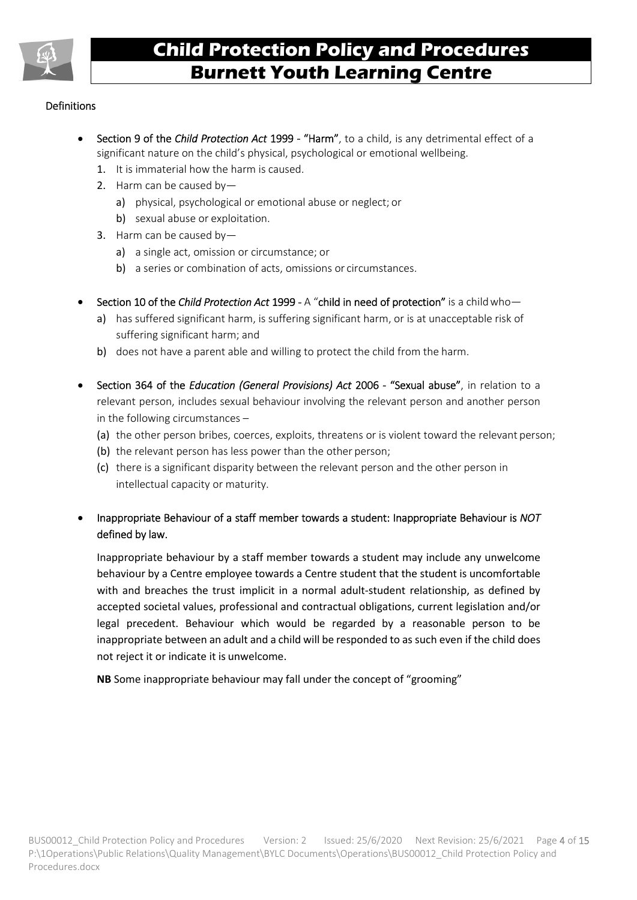Definitions

- Section 9 of the *Child Protection Act* 1999 - "Harm", to a child, is any detrimental effect of a significant nature on the child's physical, psychological or emotional wellbeing.
  1. It is immaterial how the harm is caused.
  2. Harm can be caused by—
     a) physical, psychological or emotional abuse or neglect; or
     b) sexual abuse or exploitation.
  3. Harm can be caused by—
     a) a single act, omission or circumstance; or
     b) a series or combination of acts, omissions or circumstances.

- Section 10 of the *Child Protection Act* 1999 - A "child in need of protection" is a child who—
  a) has suffered significant harm, is suffering significant harm, or is at unacceptable risk of suffering significant harm; and
  b) does not have a parent able and willing to protect the child from the harm.

- Section 364 of the *Education (General Provisions) Act* 2006 - "Sexual abuse", in relation to a relevant person, includes sexual behaviour involving the relevant person and another person in the following circumstances –
  (a) the other person bribes, coerces, exploits, threatens or is violent toward the relevant person;
  (b) the relevant person has less power than the other person;
  (c) there is a significant disparity between the relevant person and the other person in intellectual capacity or maturity.

- Inappropriate Behaviour of a staff member towards a student: Inappropriate Behaviour is *NOT* defined by law.

  Inappropriate behaviour by a staff member towards a student may include any unwelcome behaviour by a Centre employee towards a Centre student that the student is uncomfortable with and breaches the trust implicit in a normal adult-student relationship, as defined by accepted societal values, professional and contractual obligations, current legislation and/or legal precedent. Behaviour which would be regarded by a reasonable person to be inappropriate between an adult and a child will be responded to as such even if the child does not reject it or indicate it is unwelcome.

  **NB** Some inappropriate behaviour may fall under the concept of "grooming"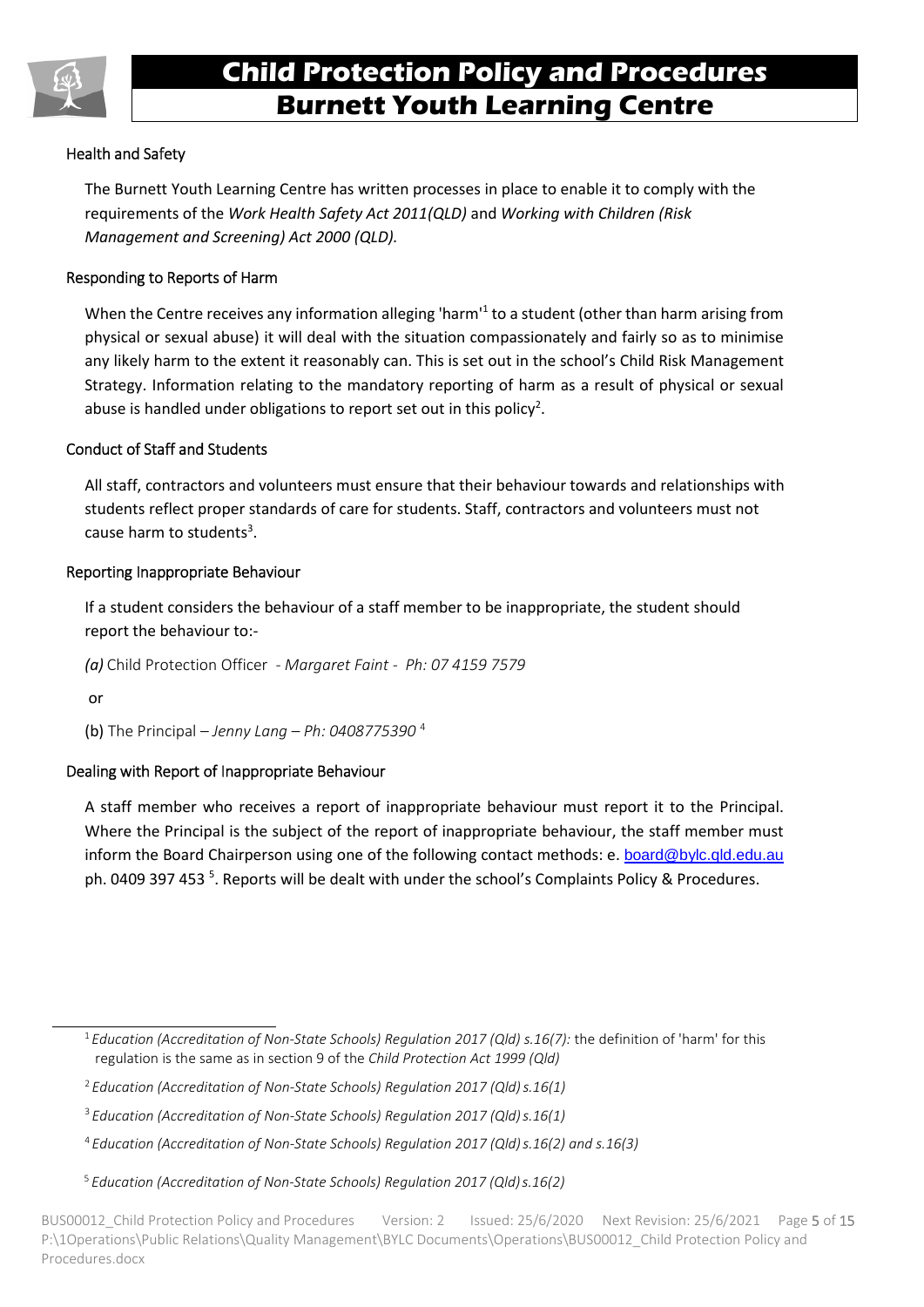### Health and Safety

The Burnett Youth Learning Centre has written processes in place to enable it to comply with the requirements of the *Work Health Safety Act 2011(QLD)* and *Working with Children (Risk Management and Screening) Act 2000 (QLD).*

### Responding to Reports of Harm

When the Centre receives any information alleging 'harm'[1] to a student (other than harm arising from physical or sexual abuse) it will deal with the situation compassionately and fairly so as to minimise any likely harm to the extent it reasonably can. This is set out in the school's Child Risk Management Strategy. Information relating to the mandatory reporting of harm as a result of physical or sexual abuse is handled under obligations to report set out in this policy[2].

### Conduct of Staff and Students

All staff, contractors and volunteers must ensure that their behaviour towards and relationships with students reflect proper standards of care for students. Staff, contractors and volunteers must not cause harm to students[3].

### Reporting Inappropriate Behaviour

If a student considers the behaviour of a staff member to be inappropriate, the student should report the behaviour to:-

*(a)* Child Protection Officer - *Margaret Faint - Ph: 07 4159 7579*

or

(b) The Principal – *Jenny Lang – Ph: 0408775390* [4]

### Dealing with Report of Inappropriate Behaviour

A staff member who receives a report of inappropriate behaviour must report it to the Principal. Where the Principal is the subject of the report of inappropriate behaviour, the staff member must inform the Board Chairperson using one of the following contact methods: e. board@bylc.qld.edu.au ph. 0409 397 453 [5]. Reports will be dealt with under the school's Complaints Policy & Procedures.

---

[1] *Education (Accreditation of Non-State Schools) Regulation 2017 (Qld) s.16(7):* the definition of 'harm' for this regulation is the same as in section 9 of the *Child Protection Act 1999 (Qld)*

[2] *Education (Accreditation of Non-State Schools) Regulation 2017 (Qld) s.16(1)*

[3] *Education (Accreditation of Non-State Schools) Regulation 2017 (Qld) s.16(1)*

[4] *Education (Accreditation of Non-State Schools) Regulation 2017 (Qld) s.16(2) and s.16(3)*

[5] *Education (Accreditation of Non-State Schools) Regulation 2017 (Qld) s.16(2)*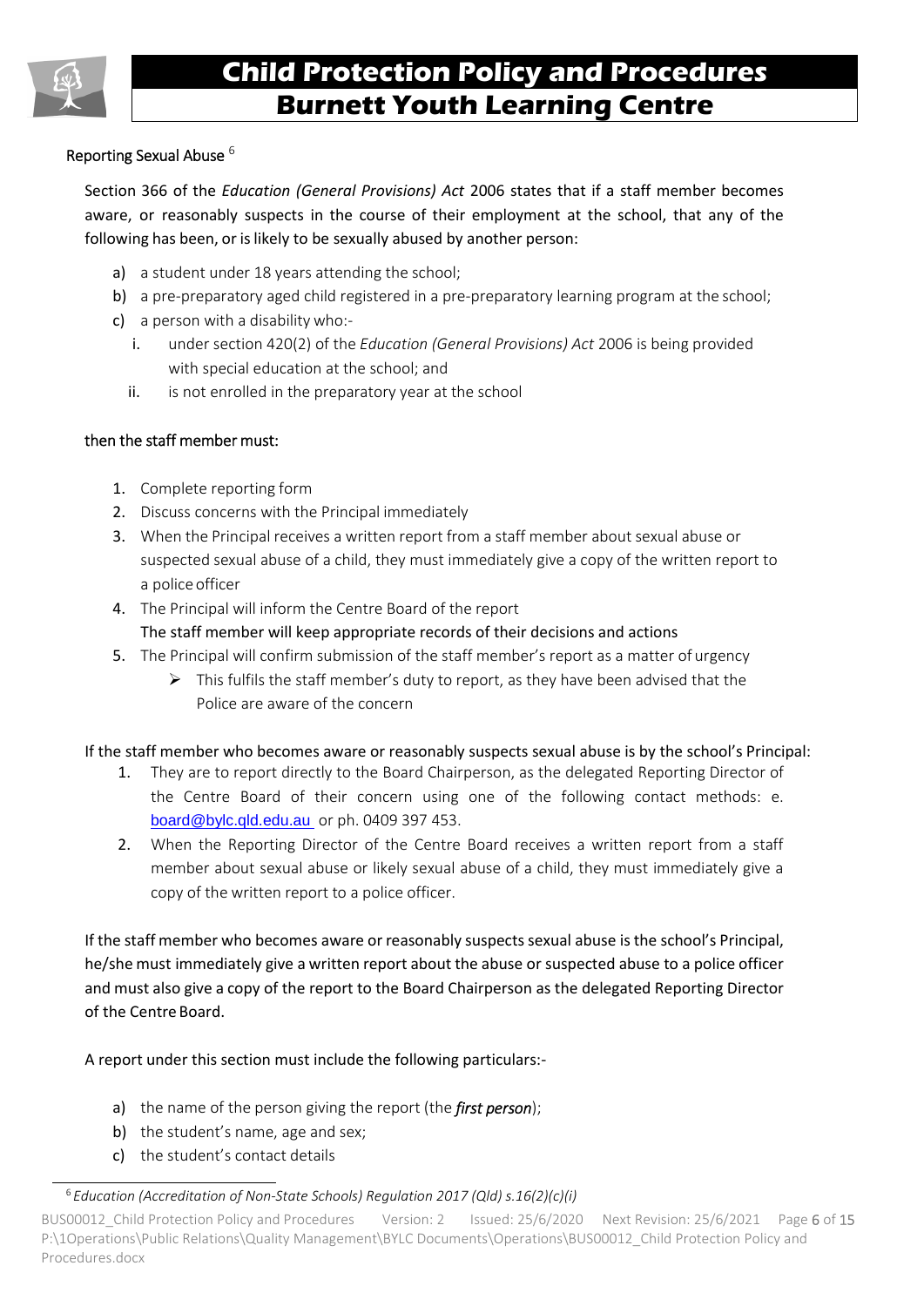### Reporting Sexual Abuse [6]

Section 366 of the *Education (General Provisions) Act* 2006 states that if a staff member becomes aware, or reasonably suspects in the course of their employment at the school, that any of the following has been, or is likely to be sexually abused by another person:

a) a student under 18 years attending the school;
b) a pre-preparatory aged child registered in a pre-preparatory learning program at the school;
c) a person with a disability who:-
   i. under section 420(2) of the *Education (General Provisions) Act* 2006 is being provided with special education at the school; and
   ii. is not enrolled in the preparatory year at the school

then the staff member must:

1. Complete reporting form
2. Discuss concerns with the Principal immediately
3. When the Principal receives a written report from a staff member about sexual abuse or suspected sexual abuse of a child, they must immediately give a copy of the written report to a police officer
4. The Principal will inform the Centre Board of the report
   The staff member will keep appropriate records of their decisions and actions
5. The Principal will confirm submission of the staff member's report as a matter of urgency
   - This fulfils the staff member's duty to report, as they have been advised that the Police are aware of the concern

If the staff member who becomes aware or reasonably suspects sexual abuse is by the school's Principal:

1. They are to report directly to the Board Chairperson, as the delegated Reporting Director of the Centre Board of their concern using one of the following contact methods: e. board@bylc.qld.edu.au or ph. 0409 397 453.
2. When the Reporting Director of the Centre Board receives a written report from a staff member about sexual abuse or likely sexual abuse of a child, they must immediately give a copy of the written report to a police officer.

If the staff member who becomes aware or reasonably suspects sexual abuse is the school's Principal, he/she must immediately give a written report about the abuse or suspected abuse to a police officer and must also give a copy of the report to the Board Chairperson as the delegated Reporting Director of the Centre Board.

A report under this section must include the following particulars:-

a) the name of the person giving the report (the ***first person***);
b) the student's name, age and sex;
c) the student's contact details

---

[6] *Education (Accreditation of Non-State Schools) Regulation 2017 (Qld) s.16(2)(c)(i)*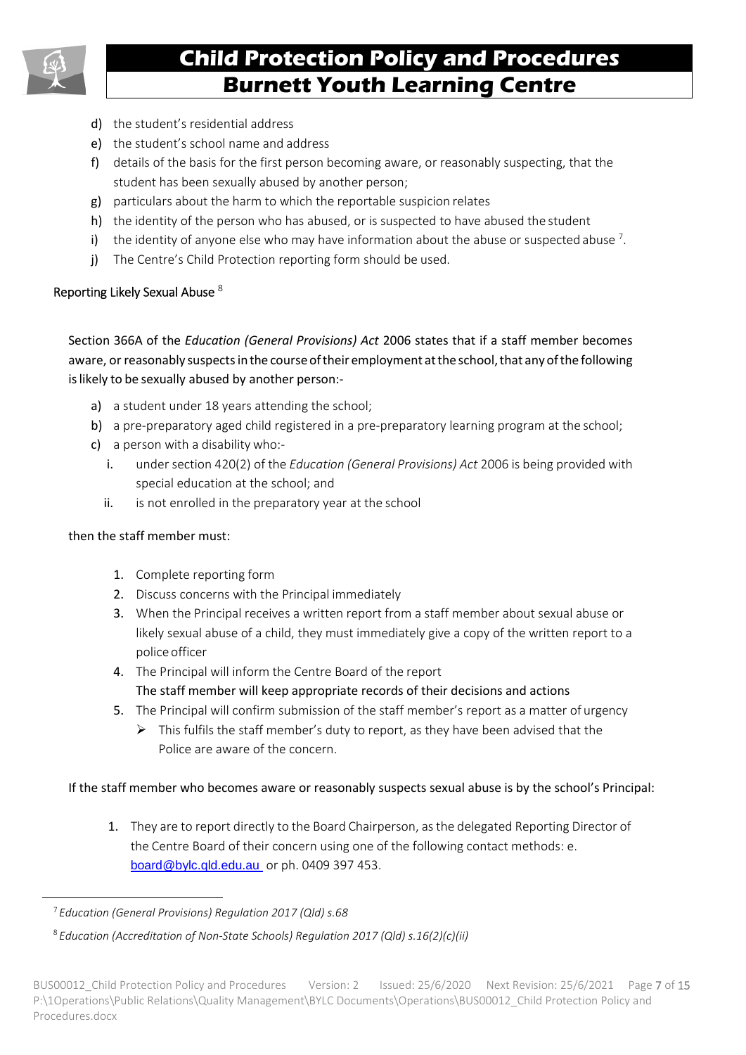d) the student's residential address
e) the student's school name and address
f) details of the basis for the first person becoming aware, or reasonably suspecting, that the student has been sexually abused by another person;
g) particulars about the harm to which the reportable suspicion relates
h) the identity of the person who has abused, or is suspected to have abused the student
i) the identity of anyone else who may have information about the abuse or suspected abuse [7].
j) The Centre's Child Protection reporting form should be used.

### Reporting Likely Sexual Abuse [8]

Section 366A of the *Education (General Provisions) Act* 2006 states that if a staff member becomes aware, or reasonably suspects in the course of their employment at the school, that any of the following is likely to be sexually abused by another person:-

a) a student under 18 years attending the school;
b) a pre-preparatory aged child registered in a pre-preparatory learning program at the school;
c) a person with a disability who:-
   i. under section 420(2) of the *Education (General Provisions) Act* 2006 is being provided with special education at the school; and
   ii. is not enrolled in the preparatory year at the school

then the staff member must:

1. Complete reporting form
2. Discuss concerns with the Principal immediately
3. When the Principal receives a written report from a staff member about sexual abuse or likely sexual abuse of a child, they must immediately give a copy of the written report to a police officer
4. The Principal will inform the Centre Board of the report
   The staff member will keep appropriate records of their decisions and actions
5. The Principal will confirm submission of the staff member's report as a matter of urgency
   - This fulfils the staff member's duty to report, as they have been advised that the Police are aware of the concern.

If the staff member who becomes aware or reasonably suspects sexual abuse is by the school's Principal:

1. They are to report directly to the Board Chairperson, as the delegated Reporting Director of the Centre Board of their concern using one of the following contact methods: e. board@bylc.qld.edu.au or ph. 0409 397 453.

---

[7] *Education (General Provisions) Regulation 2017 (Qld) s.68*

[8] *Education (Accreditation of Non-State Schools) Regulation 2017 (Qld) s.16(2)(c)(ii)*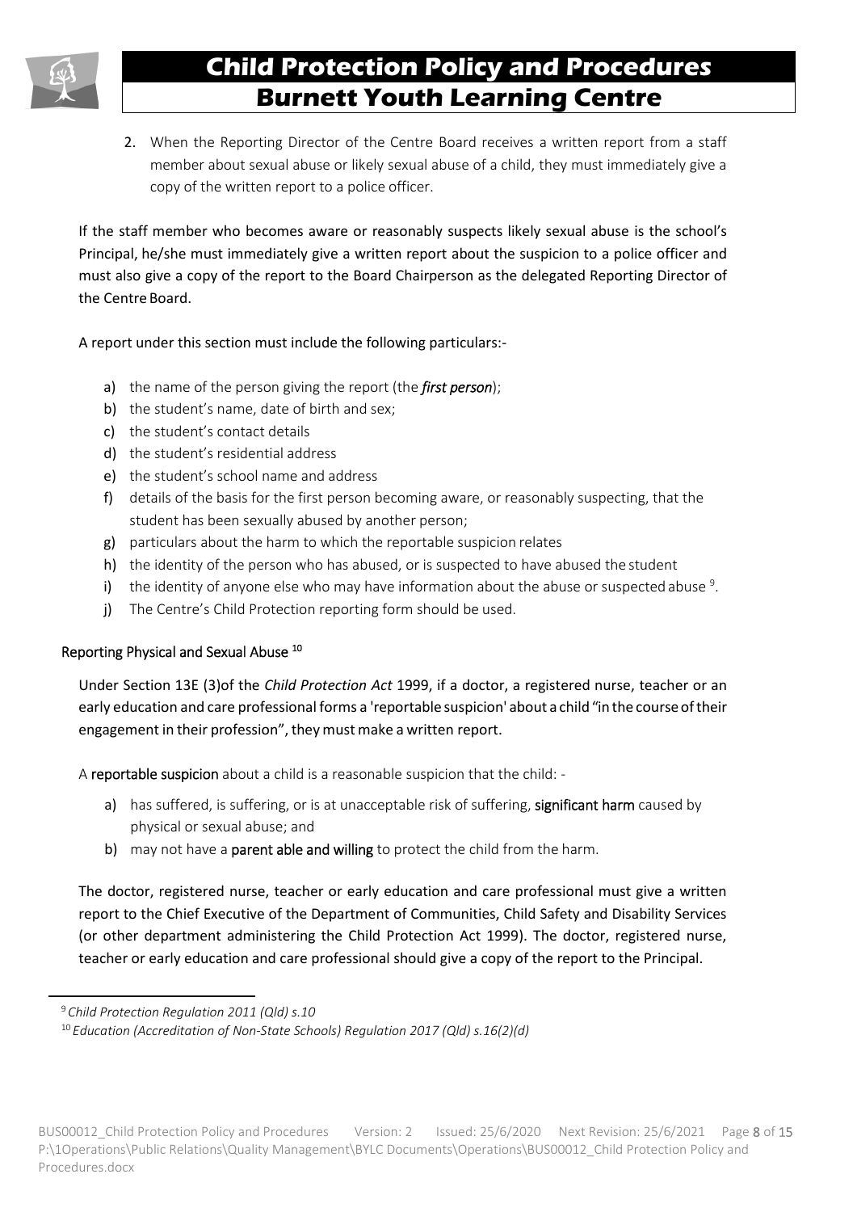2. When the Reporting Director of the Centre Board receives a written report from a staff member about sexual abuse or likely sexual abuse of a child, they must immediately give a copy of the written report to a police officer.

If the staff member who becomes aware or reasonably suspects likely sexual abuse is the school's Principal, he/she must immediately give a written report about the suspicion to a police officer and must also give a copy of the report to the Board Chairperson as the delegated Reporting Director of the Centre Board.

A report under this section must include the following particulars:-

a) the name of the person giving the report (the ***first person***);
b) the student's name, date of birth and sex;
c) the student's contact details
d) the student's residential address
e) the student's school name and address
f) details of the basis for the first person becoming aware, or reasonably suspecting, that the student has been sexually abused by another person;
g) particulars about the harm to which the reportable suspicion relates
h) the identity of the person who has abused, or is suspected to have abused the student
i) the identity of anyone else who may have information about the abuse or suspected abuse [9].
j) The Centre's Child Protection reporting form should be used.

### Reporting Physical and Sexual Abuse [10]

Under Section 13E (3)of the *Child Protection Act* 1999, if a doctor, a registered nurse, teacher or an early education and care professional forms a 'reportable suspicion' about a child "in the course of their engagement in their profession", they must make a written report.

A **reportable suspicion** about a child is a reasonable suspicion that the child: -

a) has suffered, is suffering, or is at unacceptable risk of suffering, **significant harm** caused by physical or sexual abuse; and
b) may not have a **parent able and willing** to protect the child from the harm.

The doctor, registered nurse, teacher or early education and care professional must give a written report to the Chief Executive of the Department of Communities, Child Safety and Disability Services (or other department administering the Child Protection Act 1999). The doctor, registered nurse, teacher or early education and care professional should give a copy of the report to the Principal.

---

[9] *Child Protection Regulation 2011 (Qld) s.10*

[10] *Education (Accreditation of Non-State Schools) Regulation 2017 (Qld) s.16(2)(d)*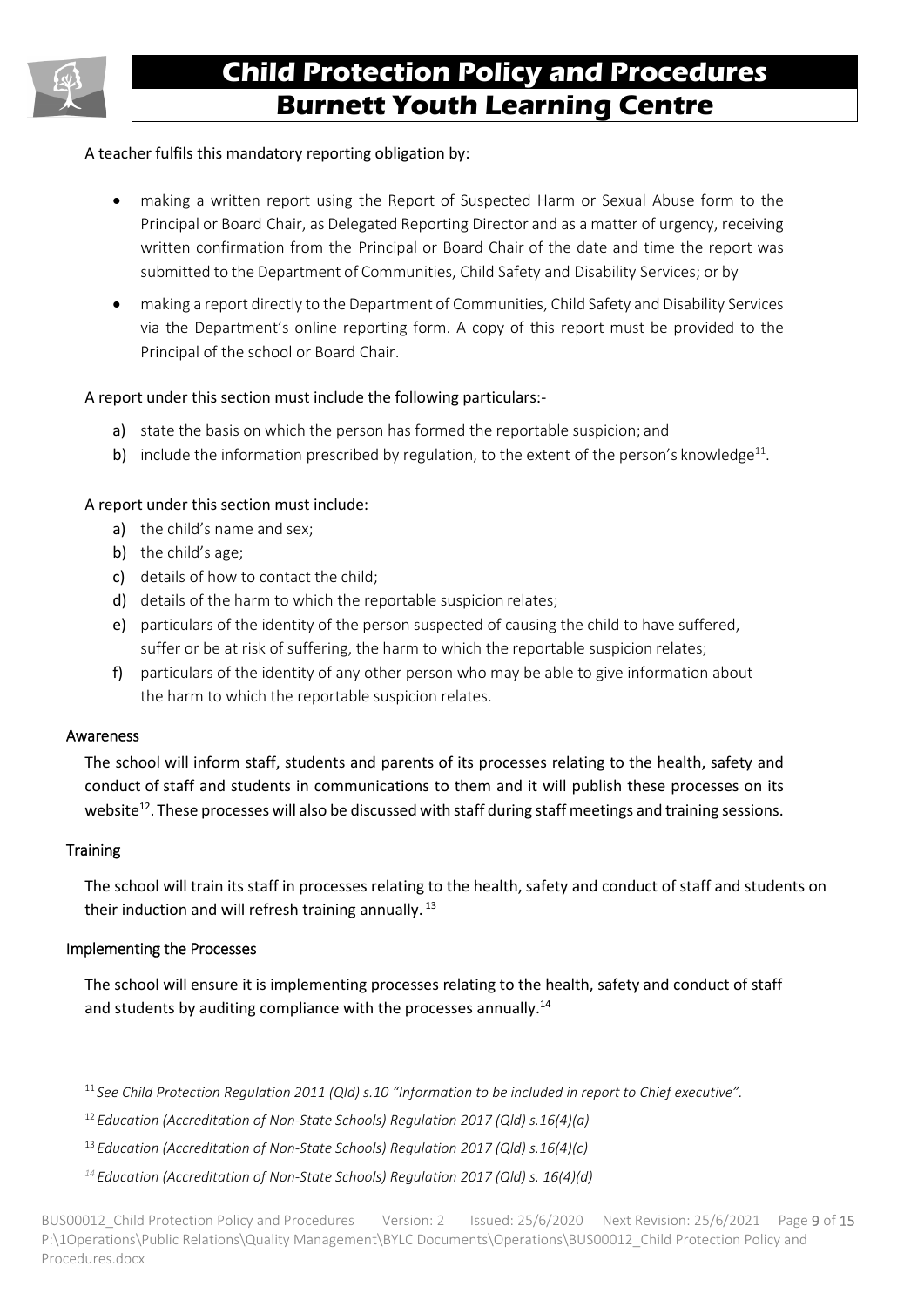A teacher fulfils this mandatory reporting obligation by:

- making a written report using the Report of Suspected Harm or Sexual Abuse form to the Principal or Board Chair, as Delegated Reporting Director and as a matter of urgency, receiving written confirmation from the Principal or Board Chair of the date and time the report was submitted to the Department of Communities, Child Safety and Disability Services; or by
- making a report directly to the Department of Communities, Child Safety and Disability Services via the Department's online reporting form. A copy of this report must be provided to the Principal of the school or Board Chair.

A report under this section must include the following particulars:-

a) state the basis on which the person has formed the reportable suspicion; and
b) include the information prescribed by regulation, to the extent of the person's knowledge[11].

A report under this section must include:

a) the child's name and sex;
b) the child's age;
c) details of how to contact the child;
d) details of the harm to which the reportable suspicion relates;
e) particulars of the identity of the person suspected of causing the child to have suffered, suffer or be at risk of suffering, the harm to which the reportable suspicion relates;
f) particulars of the identity of any other person who may be able to give information about the harm to which the reportable suspicion relates.

### Awareness

The school will inform staff, students and parents of its processes relating to the health, safety and conduct of staff and students in communications to them and it will publish these processes on its website[12]. These processes will also be discussed with staff during staff meetings and training sessions.

### Training

The school will train its staff in processes relating to the health, safety and conduct of staff and students on their induction and will refresh training annually.[13]

### Implementing the Processes

The school will ensure it is implementing processes relating to the health, safety and conduct of staff and students by auditing compliance with the processes annually.[14]

---

[11] *See Child Protection Regulation 2011 (Qld) s.10 "Information to be included in report to Chief executive".*

[12] *Education (Accreditation of Non-State Schools) Regulation 2017 (Qld) s.16(4)(a)*

[13] *Education (Accreditation of Non-State Schools) Regulation 2017 (Qld) s.16(4)(c)*

[14] *Education (Accreditation of Non-State Schools) Regulation 2017 (Qld) s. 16(4)(d)*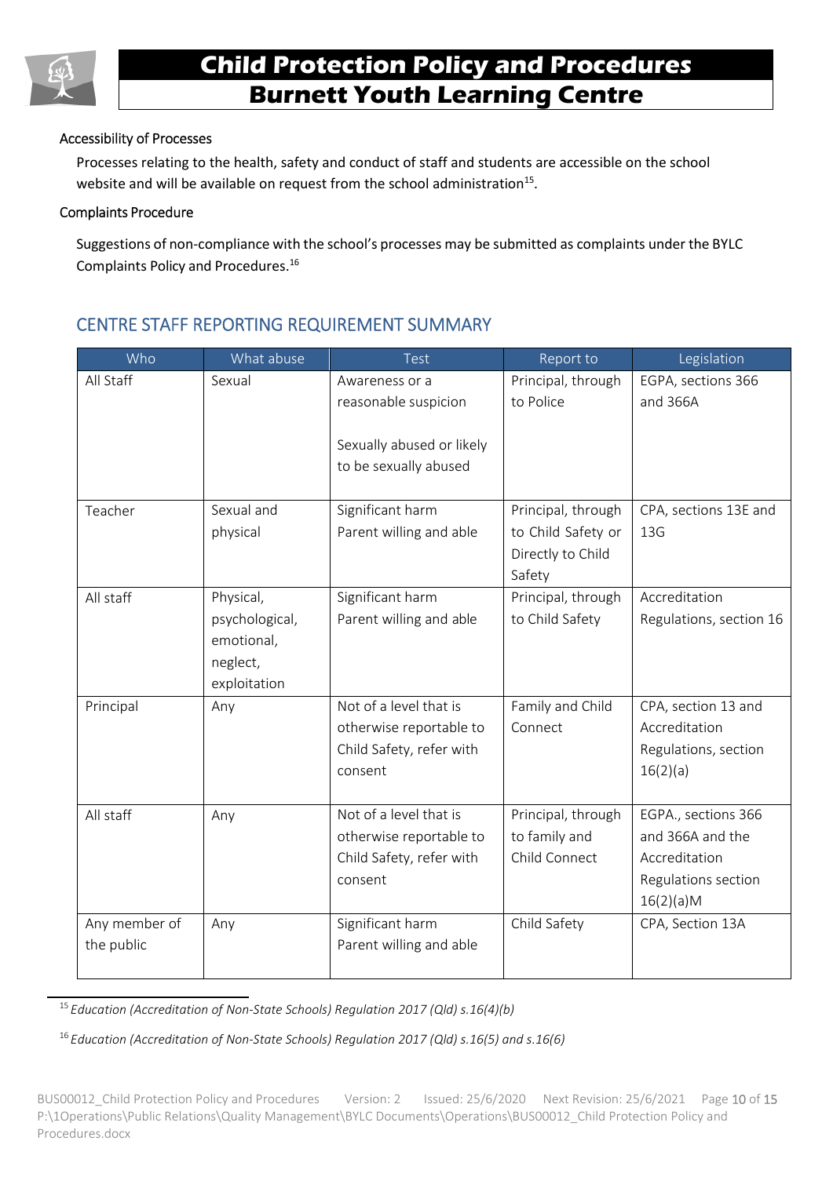### Accessibility of Processes

Processes relating to the health, safety and conduct of staff and students are accessible on the school website and will be available on request from the school administration[15].

### Complaints Procedure

Suggestions of non-compliance with the school's processes may be submitted as complaints under the BYLC Complaints Policy and Procedures.[16]

## CENTRE STAFF REPORTING REQUIREMENT SUMMARY

| Who | What abuse | Test | Report to | Legislation |
| --- | --- | --- | --- | --- |
| All Staff | Sexual | Awareness or a reasonable suspicion<br><br>Sexually abused or likely to be sexually abused | Principal, through to Police | EGPA, sections 366 and 366A |
| Teacher | Sexual and physical | Significant harm<br>Parent willing and able | Principal, through to Child Safety or Directly to Child Safety | CPA, sections 13E and 13G |
| All staff | Physical, psychological, emotional, neglect, exploitation | Significant harm<br>Parent willing and able | Principal, through to Child Safety | Accreditation Regulations, section 16 |
| Principal | Any | Not of a level that is otherwise reportable to Child Safety, refer with consent | Family and Child Connect | CPA, section 13 and Accreditation Regulations, section 16(2)(a) |
| All staff | Any | Not of a level that is otherwise reportable to Child Safety, refer with consent | Principal, through to family and Child Connect | EGPA., sections 366 and 366A and the Accreditation Regulations section 16(2)(a)M |
| Any member of the public | Any | Significant harm<br>Parent willing and able | Child Safety | CPA, Section 13A |

[15] *Education (Accreditation of Non-State Schools) Regulation 2017 (Qld) s.16(4)(b)*

[16] *Education (Accreditation of Non-State Schools) Regulation 2017 (Qld) s.16(5) and s.16(6)*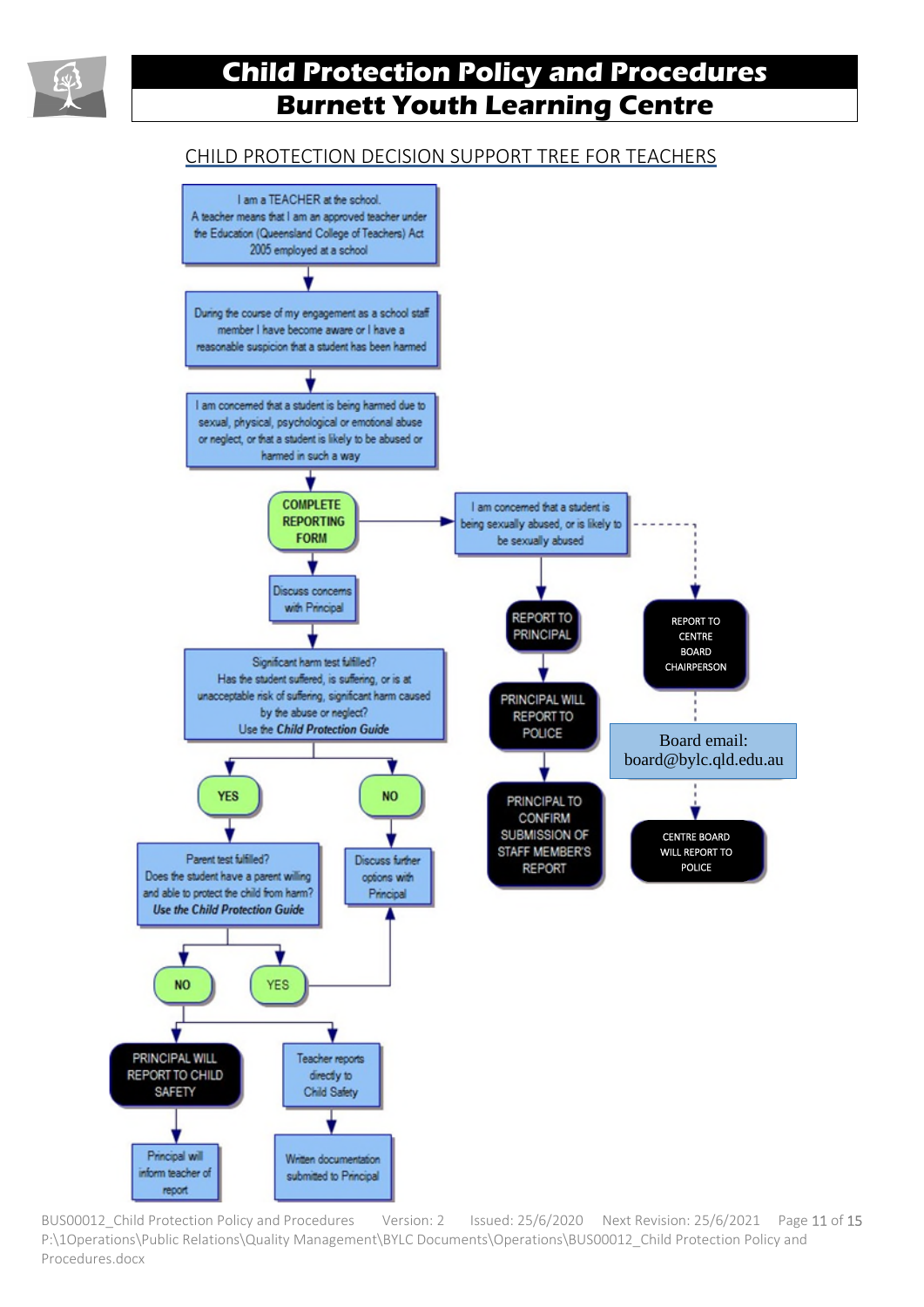## CHILD PROTECTION DECISION SUPPORT TREE FOR TEACHERS

I am a TEACHER at the school. A teacher means that I am an approved teacher under the Education (Queensland College of Teachers) Act 2005 employed at a school

During the course of my engagement as a school staff member I have become aware or I have a reasonable suspicion that a student has been harmed

I am concerned that a student is being harmed due to sexual, physical, psychological or emotional abuse or neglect, or that a student is likely to be abused or harmed in such a way

COMPLETE REPORTING FORM

I am concerned that a student is being sexually abused, or is likely to be sexually abused

REPORT TO PRINCIPAL

PRINCIPAL WILL REPORT TO POLICE

PRINCIPAL TO CONFIRM SUBMISSION OF STAFF MEMBER'S REPORT

REPORT TO CENTRE BOARD CHAIRPERSON

Board email: board@bylc.qld.edu.au

CENTRE BOARD WILL REPORT TO POLICE

Discuss concerns with Principal

Significant harm test fulfilled? Has the student suffered, is suffering, or is at unacceptable risk of suffering, significant harm caused by the abuse or neglect? Use the *Child Protection Guide*

YES

NO

Parent test fulfilled? Does the student have a parent willing and able to protect the child from harm? *Use the Child Protection Guide*

Discuss further options with Principal

NO

YES

PRINCIPAL WILL REPORT TO CHILD SAFETY

Teacher reports directly to Child Safety

Principal will inform teacher of report

Written documentation submitted to Principal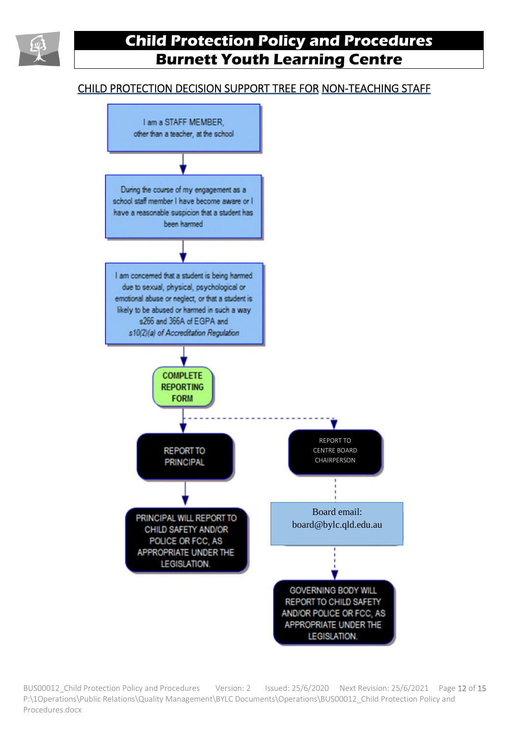## CHILD PROTECTION DECISION SUPPORT TREE FOR NON-TEACHING STAFF

I am a STAFF MEMBER, other than a teacher, at the school

↓

During the course of my engagement as a school staff member I have become aware or I have a reasonable suspicion that a student has been harmed

↓

I am concerned that a student is being harmed due to sexual, physical, psychological or emotional abuse or neglect, or that a student is likely to be abused or harmed in such a way s266 and 366A of EGPA and *s10(2)(a) of Accreditation Regulation*

↓

**COMPLETE REPORTING FORM**

↓

REPORT TO PRINCIPAL

↓

PRINCIPAL WILL REPORT TO CHILD SAFETY AND/OR POLICE OR FCC, AS APPROPRIATE UNDER THE LEGISLATION.

REPORT TO CENTRE BOARD CHAIRPERSON

Board email: board@bylc.qld.edu.au

↓

GOVERNING BODY WILL REPORT TO CHILD SAFETY AND/OR POLICE OR FCC, AS APPROPRIATE UNDER THE LEGISLATION.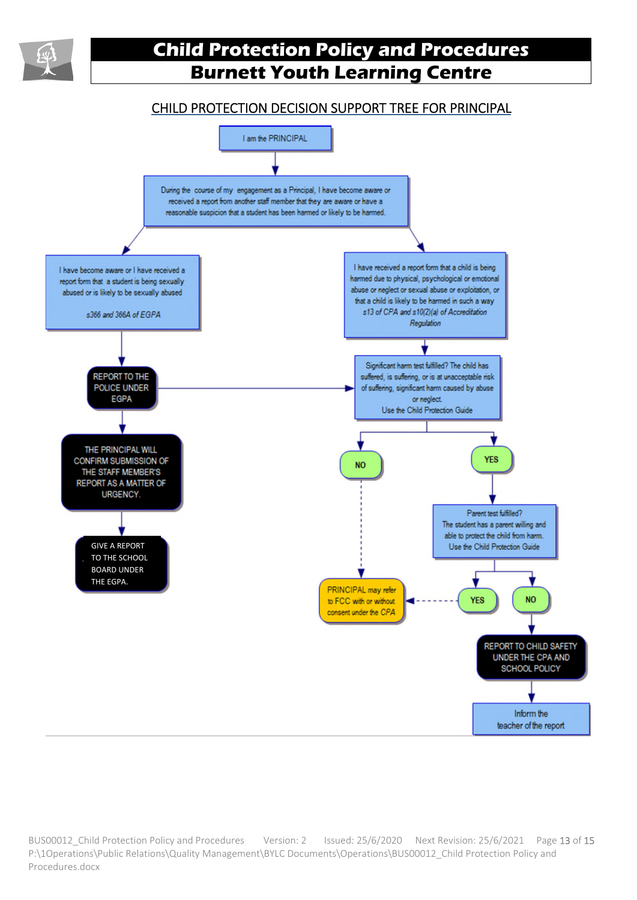## CHILD PROTECTION DECISION SUPPORT TREE FOR PRINCIPAL

I am the PRINCIPAL

During the course of my engagement as a Principal, I have become aware or received a report from another staff member that they are aware or have a reasonable suspicion that a student has been harmed or likely to be harmed.

I have become aware or I have received a report form that a student is being sexually abused or is likely to be sexually abused

*s366 and 366A of EGPA*

REPORT TO THE POLICE UNDER EGPA

THE PRINCIPAL WILL CONFIRM SUBMISSION OF THE STAFF MEMBER'S REPORT AS A MATTER OF URGENCY.

GIVE A REPORT TO THE SCHOOL BOARD UNDER THE EGPA.

I have received a report form that a child is being harmed due to physical, psychological or emotional abuse or neglect or sexual abuse or exploitation, or that a child is likely to be harmed in such a way

*s13 of CPA and s10(2)(a) of Accreditation Regulation*

Significant harm test fulfilled? The child has suffered, is suffering, or is at unacceptable risk of suffering, significant harm caused by abuse or neglect.
Use the Child Protection Guide

NO

PRINCIPAL may refer to FCC with or without consent under the CPA

YES

Parent test fulfilled?
The student has a parent willing and able to protect the child from harm.
Use the Child Protection Guide

YES

NO

REPORT TO CHILD SAFETY UNDER THE CPA AND SCHOOL POLICY

Inform the teacher of the report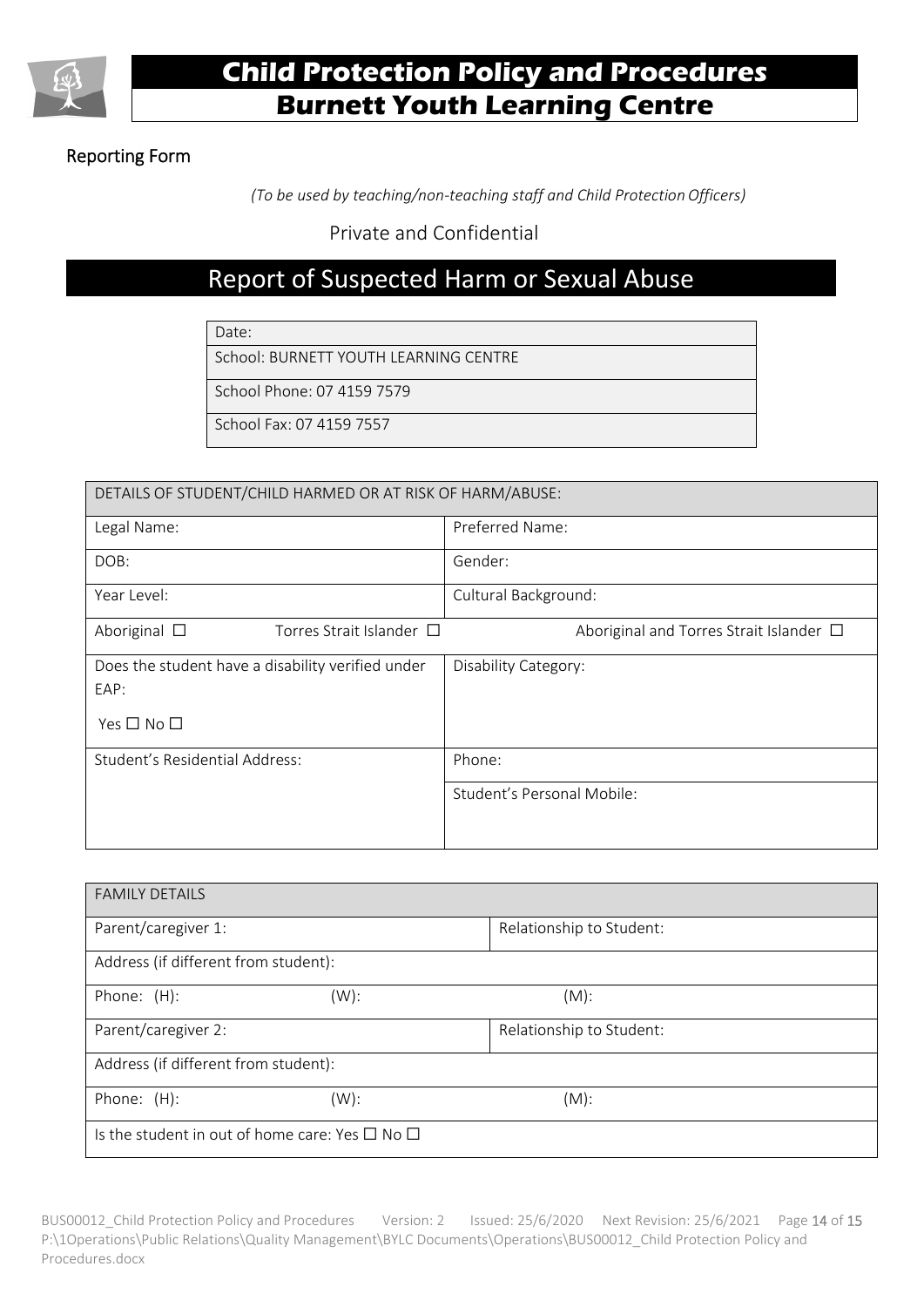# Child Protection Policy and Procedures
## Burnett Youth Learning Centre

Reporting Form

*(To be used by teaching/non-teaching staff and Child Protection Officers)*

Private and Confidential

## Report of Suspected Harm or Sexual Abuse

| Date: |
|---|
| School: BURNETT YOUTH LEARNING CENTRE |
| School Phone: 07 4159 7579 |
| School Fax: 07 4159 7557 |

| DETAILS OF STUDENT/CHILD HARMED OR AT RISK OF HARM/ABUSE: | |
|---|---|
| Legal Name: | Preferred Name: |
| DOB: | Gender: |
| Year Level: | Cultural Background: |
| Aboriginal ☐ Torres Strait Islander ☐ | Aboriginal and Torres Strait Islander ☐ |
| Does the student have a disability verified under EAP: Yes ☐ No ☐ | Disability Category: |
| Student's Residential Address: | Phone: |
| | Student's Personal Mobile: |

| FAMILY DETAILS | | |
|---|---|---|
| Parent/caregiver 1: | | Relationship to Student: |
| Address (if different from student): | | |
| Phone: (H): | (W): | (M): |
| Parent/caregiver 2: | | Relationship to Student: |
| Address (if different from student): | | |
| Phone: (H): | (W): | (M): |
| Is the student in out of home care: Yes ☐ No ☐ | | |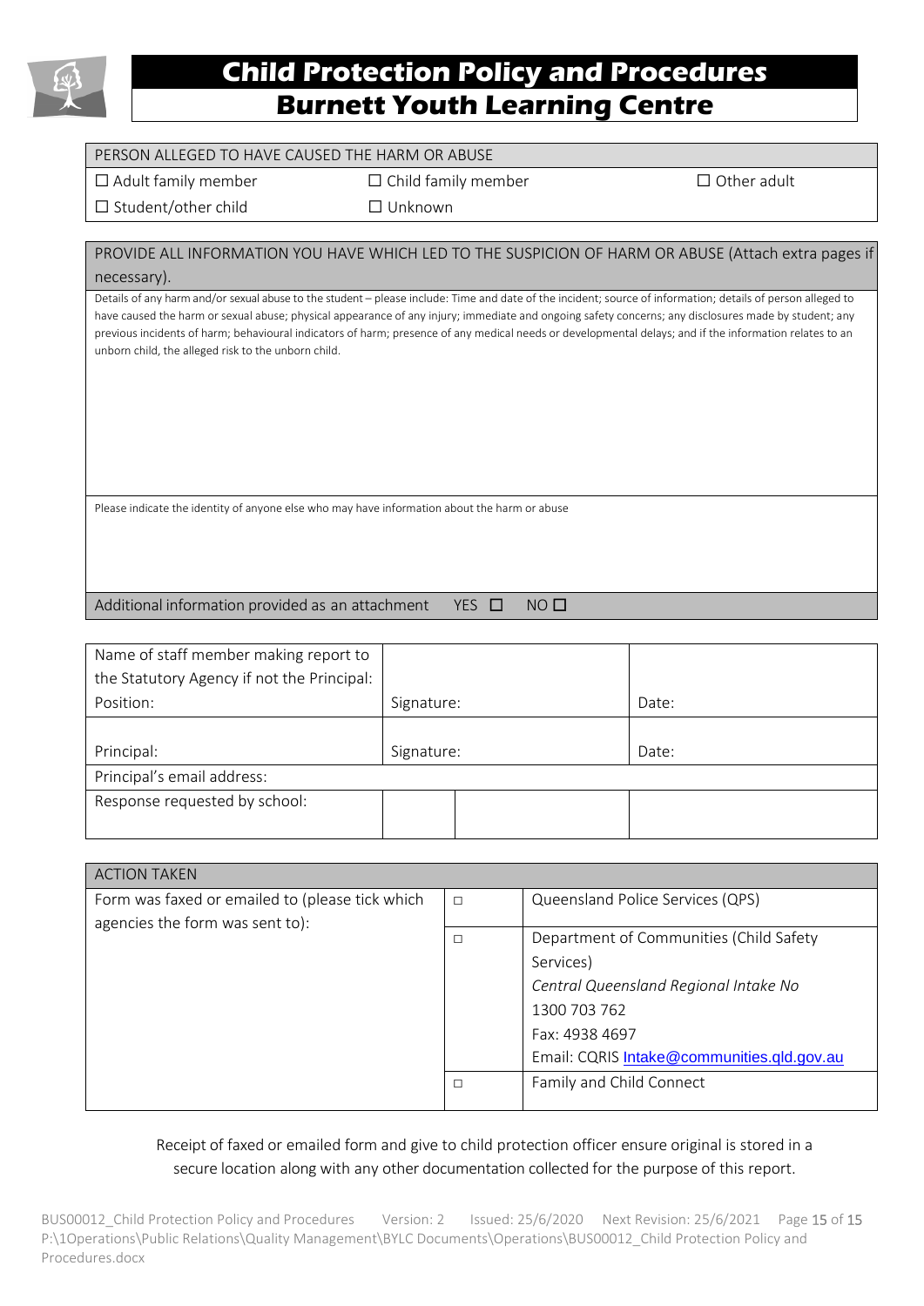# Child Protection Policy and Procedures
## Burnett Youth Learning Centre

| PERSON ALLEGED TO HAVE CAUSED THE HARM OR ABUSE | | |
|---|---|---|
| ☐ Adult family member | ☐ Child family member | ☐ Other adult |
| ☐ Student/other child | ☐ Unknown | |

| PROVIDE ALL INFORMATION YOU HAVE WHICH LED TO THE SUSPICION OF HARM OR ABUSE (Attach extra pages if necessary). |
|---|
| Details of any harm and/or sexual abuse to the student – please include: Time and date of the incident; source of information; details of person alleged to have caused the harm or sexual abuse; physical appearance of any injury; immediate and ongoing safety concerns; any disclosures made by student; any previous incidents of harm; behavioural indicators of harm; presence of any medical needs or developmental delays; and if the information relates to an unborn child, the alleged risk to the unborn child. |
| Please indicate the identity of anyone else who may have information about the harm or abuse |
| Additional information provided as an attachment YES ☐ NO ☐ |

| | | | |
|---|---|---|---|
| Name of staff member making report to the Statutory Agency if not the Principal: Position: | Signature: | | Date: |
| Principal: | Signature: | | Date: |
| Principal's email address: | | | |
| Response requested by school: | | | |

| ACTION TAKEN | | |
|---|---|---|
| Form was faxed or emailed to (please tick which agencies the form was sent to): | ☐ | Queensland Police Services (QPS) |
| | ☐ | Department of Communities (Child Safety Services)<br>*Central Queensland Regional Intake No*<br>1300 703 762<br>Fax: 4938 4697<br>Email: CQRIS Intake@communities.qld.gov.au |
| | ☐ | Family and Child Connect |

Receipt of faxed or emailed form and give to child protection officer ensure original is stored in a secure location along with any other documentation collected for the purpose of this report.